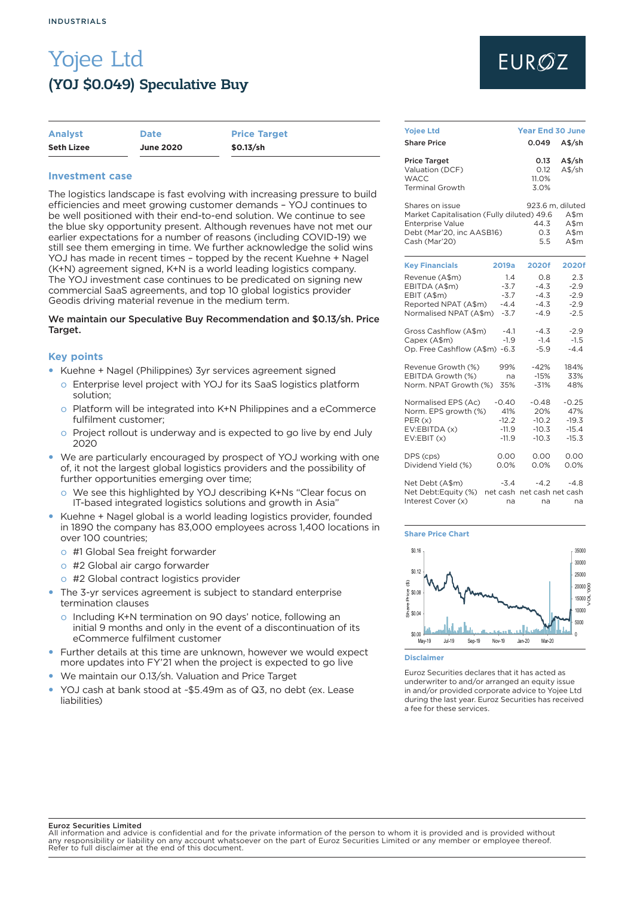INDUSTRIALS

# Yojee Ltd

## (YOJ $0.049) Speculative Buy

EUROZ

| Analyst | Date | Price Target |
|---|---|---|
| Seth Lizee | June 2020 | $0.13/sh |

### Investment case

The logistics landscape is fast evolving with increasing pressure to build efficiencies and meet growing customer demands – YOJ continues to be well positioned with their end-to-end solution. We continue to see the blue sky opportunity present. Although revenues have not met our earlier expectations for a number of reasons (including COVID-19) we still see them emerging in time. We further acknowledge the solid wins YOJ has made in recent times – topped by the recent Kuehne + Nagel (K+N) agreement signed, K+N is a world leading logistics company. The YOJ investment case continues to be predicated on signing new commercial SaaS agreements, and top 10 global logistics provider Geodis driving material revenue in the medium term.

**We maintain our Speculative Buy Recommendation and $0.13/sh. Price Target.**

### Key points

- Kuehne + Nagel (Philippines) 3yr services agreement signed
  - Enterprise level project with YOJ for its SaaS logistics platform solution;
  - Platform will be integrated into K+N Philippines and a eCommerce fulfilment customer;
  - Project rollout is underway and is expected to go live by end July 2020
- We are particularly encouraged by prospect of YOJ working with one of, it not the largest global logistics providers and the possibility of further opportunities emerging over time;
  - We see this highlighted by YOJ describing K+Ns "Clear focus on IT-based integrated logistics solutions and growth in Asia"
- Kuehne + Nagel global is a world leading logistics provider, founded in 1890 the company has 83,000 employees across 1,400 locations in over 100 countries;
  - #1 Global Sea freight forwarder
  - #2 Global air cargo forwarder
  - #2 Global contract logistics provider
- The 3-yr services agreement is subject to standard enterprise termination clauses
  - Including K+N termination on 90 days' notice, following an initial 9 months and only in the event of a discontinuation of its eCommerce fulfilment customer
- Further details at this time are unknown, however we would expect more updates into FY'21 when the project is expected to go live
- We maintain our 0.13/sh. Valuation and Price Target
- YOJ cash at bank stood at ~$5.49m as of Q3, no debt (ex. Lease liabilities)

| Yojee Ltd | Year End 30 June | |
|---|---|---|
| Share Price | 0.049 | A$/sh |
| Price Target | 0.13 | A$/sh |
| Valuation (DCF) | 0.12 | A$/sh |
| WACC | 11.0% | |
| Terminal Growth | 3.0% | |
| Shares on issue | 923.6 | m, diluted |
| Market Capitalisation (Fully diluted) | 49.6 | A$m |
| Enterprise Value | 44.3 | A$m |
| Debt (Mar'20, inc AASB16) | 0.3 | A$m |
| Cash (Mar'20) | 5.5 | A$m |

| Key Financials | 2019a | 2020f | 2020f |
|---|---|---|---|
| Revenue (A$m) | 1.4 | 0.8 | 2.3 |
| EBITDA (A$m) | -3.7 | -4.3 | -2.9 |
| EBIT (A$m) | -3.7 | -4.3 | -2.9 |
| Reported NPAT (A$m) | -4.4 | -4.3 | -2.9 |
| Normalised NPAT (A$m) | -3.7 | -4.9 | -2.5 |
| Gross Cashflow (A$m) | -4.1 | -4.3 | -2.9 |
| Capex (A$m) | -1.9 | -1.4 | -1.5 |
| Op. Free Cashflow (A$m) | -6.3 | -5.9 | -4.4 |
| Revenue Growth (%) | 99% | -42% | 184% |
| EBITDA Growth (%) | na | -15% | 33% |
| Norm. NPAT Growth (%) | 35% | -31% | 48% |
| Normalised EPS (Ac) | -0.40 | -0.48 | -0.25 |
| Norm. EPS growth (%) | 41% | 20% | 47% |
| PER (x) | -12.2 | -10.2 | -19.3 |
| EV:EBITDA (x) | -11.9 | -10.3 | -15.4 |
| EV:EBIT (x) | -11.9 | -10.3 | -15.3 |
| DPS (cps) | 0.00 | 0.00 | 0.00 |
| Dividend Yield (%) | 0.0% | 0.0% | 0.0% |
| Net Debt (A$m) | -3.4 | -4.2 | -4.8 |
| Net Debt:Equity (%) | net cash | net cash | net cash |
| Interest Cover (x) | na | na | na |

### Share Price Chart

### Disclaimer

Euroz Securities declares that it has acted as underwriter to and/or arranged an equity issue in and/or provided corporate advice to Yojee Ltd during the last year. Euroz Securities has received a fee for these services.

**Euroz Securities Limited**
All information and advice is confidential and for the private information of the person to whom it is provided and is provided without any responsibility or liability on any account whatsoever on the part of Euroz Securities Limited or any member or employee thereof. Refer to full disclaimer at the end of this document.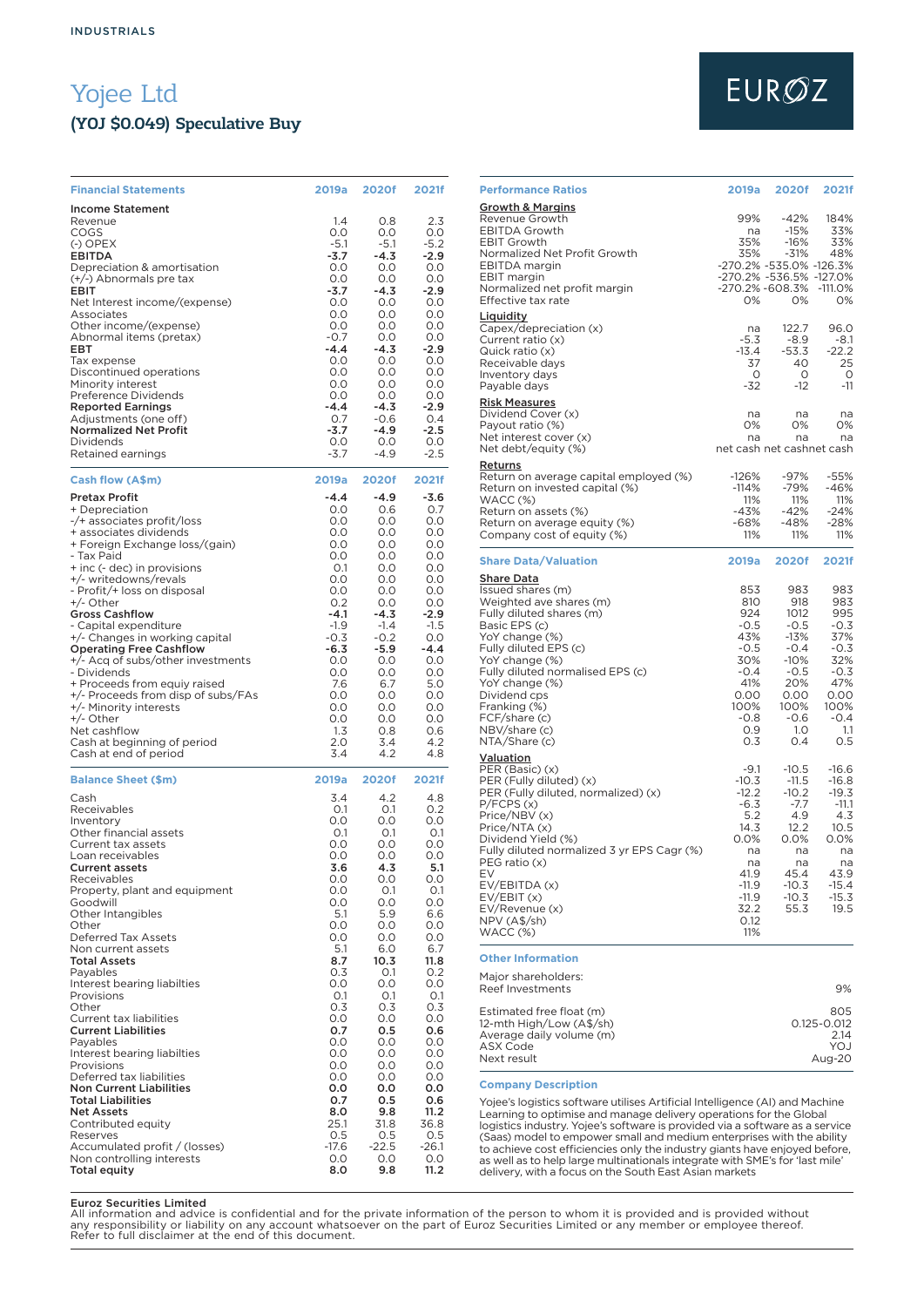INDUSTRIALS

# Yojee Ltd

## (YOJ $0.049) Speculative Buy

EUROZ

| Financial Statements | 2019a | 2020f | 2021f |
|---|---|---|---|
| **Income Statement** | | | |
| Revenue | 1.4 | 0.8 | 2.3 |
| COGS | 0.0 | 0.0 | 0.0 |
| (-) OPEX | -5.1 | -5.1 | -5.2 |
| **EBITDA** | **-3.7** | **-4.3** | **-2.9** |
| Depreciation & amortisation | 0.0 | 0.0 | 0.0 |
| (+/-) Abnormals pre tax | 0.0 | 0.0 | 0.0 |
| **EBIT** | **-3.7** | **-4.3** | **-2.9** |
| Net Interest income/(expense) | 0.0 | 0.0 | 0.0 |
| Associates | 0.0 | 0.0 | 0.0 |
| Other income/(expense) | 0.0 | 0.0 | 0.0 |
| Abnormal items (pretax) | -0.7 | 0.0 | 0.0 |
| **EBT** | **-4.4** | **-4.3** | **-2.9** |
| Tax expense | 0.0 | 0.0 | 0.0 |
| Discontinued operations | 0.0 | 0.0 | 0.0 |
| Minority interest | 0.0 | 0.0 | 0.0 |
| Preference Dividends | 0.0 | 0.0 | 0.0 |
| **Reported Earnings** | **-4.4** | **-4.3** | **-2.9** |
| Adjustments (one off) | 0.7 | -0.6 | 0.4 |
| **Normalized Net Profit** | **-3.7** | **-4.9** | **-2.5** |
| Dividends | 0.0 | 0.0 | 0.0 |
| Retained earnings | -3.7 | -4.9 | -2.5 |

| Cash flow (A$m) | 2019a | 2020f | 2021f |
|---|---|---|---|
| **Pretax Profit** | **-4.4** | **-4.9** | **-3.6** |
| + Depreciation | 0.0 | 0.6 | 0.7 |
| -/+ associates profit/loss | 0.0 | 0.0 | 0.0 |
| + associates dividends | 0.0 | 0.0 | 0.0 |
| + Foreign Exchange loss/(gain) | 0.0 | 0.0 | 0.0 |
| - Tax Paid | 0.0 | 0.0 | 0.0 |
| + inc (- dec) in provisions | 0.1 | 0.0 | 0.0 |
| +/- writedowns/revals | 0.0 | 0.0 | 0.0 |
| - Profit/+ loss on disposal | 0.0 | 0.0 | 0.0 |
| +/- Other | 0.2 | 0.0 | 0.0 |
| **Gross Cashflow** | **-4.1** | **-4.3** | **-2.9** |
| - Capital expenditure | -1.9 | -1.4 | -1.5 |
| +/- Changes in working capital | -0.3 | -0.2 | 0.0 |
| **Operating Free Cashflow** | **-6.3** | **-5.9** | **-4.4** |
| +/- Acq of subs/other investments | 0.0 | 0.0 | 0.0 |
| - Dividends | 0.0 | 0.0 | 0.0 |
| + Proceeds from equiy raised | 7.6 | 6.7 | 5.0 |
| +/- Proceeds from disp of subs/FAs | 0.0 | 0.0 | 0.0 |
| +/- Minority interests | 0.0 | 0.0 | 0.0 |
| +/- Other | 0.0 | 0.0 | 0.0 |
| Net cashflow | 1.3 | 0.8 | 0.6 |
| Cash at beginning of period | 2.0 | 3.4 | 4.2 |
| Cash at end of period | 3.4 | 4.2 | 4.8 |

| Balance Sheet ($m) | 2019a | 2020f | 2021f |
|---|---|---|---|
| Cash | 3.4 | 4.2 | 4.8 |
| Receivables | 0.1 | 0.1 | 0.2 |
| Inventory | 0.0 | 0.0 | 0.0 |
| Other financial assets | 0.1 | 0.1 | 0.1 |
| Current tax assets | 0.0 | 0.0 | 0.0 |
| Loan receivables | 0.0 | 0.0 | 0.0 |
| **Current assets** | **3.6** | **4.3** | **5.1** |
| Receivables | 0.0 | 0.0 | 0.0 |
| Property, plant and equipment | 0.0 | 0.1 | 0.1 |
| Goodwill | 0.0 | 0.0 | 0.0 |
| Other Intangibles | 5.1 | 5.9 | 6.6 |
| Other | 0.0 | 0.0 | 0.0 |
| Deferred Tax Assets | 0.0 | 0.0 | 0.0 |
| Non current assets | 5.1 | 6.0 | 6.7 |
| **Total Assets** | **8.7** | **10.3** | **11.8** |
| Payables | 0.3 | 0.1 | 0.2 |
| Interest bearing liabilties | 0.0 | 0.0 | 0.0 |
| Provisions | 0.1 | 0.1 | 0.1 |
| Other | 0.3 | 0.3 | 0.3 |
| Current tax liabilities | 0.0 | 0.0 | 0.0 |
| **Current Liabilities** | **0.7** | **0.5** | **0.6** |
| Payables | 0.0 | 0.0 | 0.0 |
| Interest bearing liabilties | 0.0 | 0.0 | 0.0 |
| Provisions | 0.0 | 0.0 | 0.0 |
| Deferred tax liabilities | 0.0 | 0.0 | 0.0 |
| **Non Current Liabilities** | **0.0** | **0.0** | **0.0** |
| **Total Liabilities** | **0.7** | **0.5** | **0.6** |
| **Net Assets** | **8.0** | **9.8** | **11.2** |
| Contributed equity | 25.1 | 31.8 | 36.8 |
| Reserves | 0.5 | 0.5 | 0.5 |
| Accumulated profit / (losses) | -17.6 | -22.5 | -26.1 |
| Non controlling interests | 0.0 | 0.0 | 0.0 |
| **Total equity** | **8.0** | **9.8** | **11.2** |

| Performance Ratios | 2019a | 2020f | 2021f |
|---|---|---|---|
| **Growth & Margins** | | | |
| Revenue Growth | 99% | -42% | 184% |
| EBITDA Growth | na | -15% | 33% |
| EBIT Growth | 35% | -16% | 33% |
| Normalized Net Profit Growth | 35% | -31% | 48% |
| EBITDA margin | -270.2% | -535.0% | -126.3% |
| EBIT margin | -270.2% | -536.5% | -127.0% |
| Normalized net profit margin | -270.2% | -608.3% | -111.0% |
| Effective tax rate | 0% | 0% | 0% |
| **Liquidity** | | | |
| Capex/depreciation (x) | na | 122.7 | 96.0 |
| Current ratio (x) | -5.3 | -8.9 | -8.1 |
| Quick ratio (x) | -13.4 | -53.3 | -22.2 |
| Receivable days | 37 | 40 | 25 |
| Inventory days | 0 | 0 | 0 |
| Payable days | -32 | -12 | -11 |
| **Risk Measures** | | | |
| Dividend Cover (x) | na | na | na |
| Payout ratio (%) | 0% | 0% | 0% |
| Net interest cover (x) | na | na | na |
| Net debt/equity (%) | net cash | net cash | net cash |
| **Returns** | | | |
| Return on average capital employed (%) | -126% | -97% | -55% |
| Return on invested capital (%) | -114% | -79% | -46% |
| WACC (%) | 11% | 11% | 11% |
| Return on assets (%) | -43% | -42% | -24% |
| Return on average equity (%) | -68% | -48% | -28% |
| Company cost of equity (%) | 11% | 11% | 11% |

| Share Data/Valuation | 2019a | 2020f | 2021f |
|---|---|---|---|
| **Share Data** | | | |
| Issued shares (m) | 853 | 983 | 983 |
| Weighted ave shares (m) | 810 | 918 | 983 |
| Fully diluted shares (m) | 924 | 1012 | 995 |
| Basic EPS (c) | -0.5 | -0.5 | -0.3 |
| YoY change (%) | 43% | -13% | 37% |
| Fully diluted EPS (c) | -0.5 | -0.4 | -0.3 |
| YoY change (%) | 30% | -10% | 32% |
| Fully diluted normalised EPS (c) | -0.4 | -0.5 | -0.3 |
| YoY change (%) | 41% | 20% | 47% |
| Dividend cps | 0.00 | 0.00 | 0.00 |
| Franking (%) | 100% | 100% | 100% |
| FCF/share (c) | -0.8 | -0.6 | -0.4 |
| NBV/share (c) | 0.9 | 1.0 | 1.1 |
| NTA/Share (c) | 0.3 | 0.4 | 0.5 |
| **Valuation** | | | |
| PER (Basic) (x) | -9.1 | -10.5 | -16.6 |
| PER (Fully diluted) (x) | -10.3 | -11.5 | -16.8 |
| PER (Fully diluted, normalized) (x) | -12.2 | -10.2 | -19.3 |
| P/FCPS (x) | -6.3 | -7.7 | -11.1 |
| Price/NBV (x) | 5.2 | 4.9 | 4.3 |
| Price/NTA (x) | 14.3 | 12.2 | 10.5 |
| Dividend Yield (%) | 0.0% | 0.0% | 0.0% |
| Fully diluted normalized 3 yr EPS Cagr (%) | na | na | na |
| PEG ratio (x) | na | na | na |
| EV | 41.9 | 45.4 | 43.9 |
| EV/EBITDA (x) | -11.9 | -10.3 | -15.4 |
| EV/EBIT (x) | -11.9 | -10.3 | -15.3 |
| EV/Revenue (x) | 32.2 | 55.3 | 19.5 |
| NPV (A$/sh) | 0.12 | | |
| WACC (%) | 11% | | |

### Other Information

| | |
|---|---|
| Major shareholders: | |
| Reef Investments | 9% |
| Estimated free float (m) | 805 |
| 12-mth High/Low (A$/sh) | 0.125-0.012 |
| Average daily volume (m) | 2.14 |
| ASX Code | YOJ |
| Next result | Aug-20 |

### Company Description

Yojee's logistics software utilises Artificial Intelligence (AI) and Machine Learning to optimise and manage delivery operations for the Global logistics industry. Yojee's software is provided via a software as a service (Saas) model to empower small and medium enterprises with the ability to achieve cost efficiencies only the industry giants have enjoyed before, as well as to help large multinationals integrate with SME's for 'last mile' delivery, with a focus on the South East Asian markets

**Euroz Securities Limited**
All information and advice is confidential and for the private information of the person to whom it is provided and is provided without any responsibility or liability on any account whatsoever on the part of Euroz Securities Limited or any member or employee thereof. Refer to full disclaimer at the end of this document.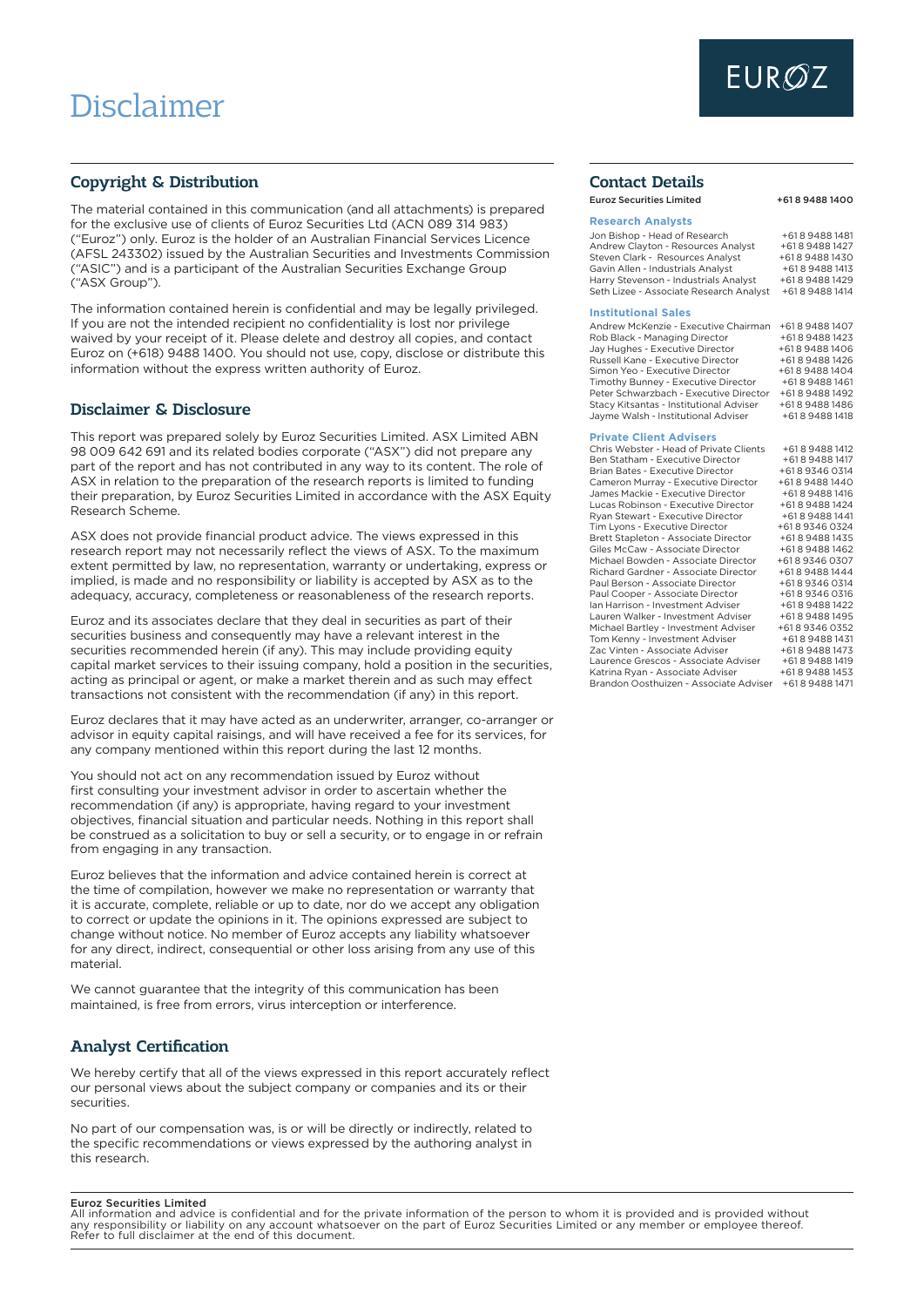# Disclaimer

EUROZ

## Copyright & Distribution

The material contained in this communication (and all attachments) is prepared for the exclusive use of clients of Euroz Securities Ltd (ACN 089 314 983) ("Euroz") only. Euroz is the holder of an Australian Financial Services Licence (AFSL 243302) issued by the Australian Securities and Investments Commission ("ASIC") and is a participant of the Australian Securities Exchange Group ("ASX Group").

The information contained herein is confidential and may be legally privileged. If you are not the intended recipient no confidentiality is lost nor privilege waived by your receipt of it. Please delete and destroy all copies, and contact Euroz on (+618) 9488 1400. You should not use, copy, disclose or distribute this information without the express written authority of Euroz.

## Disclaimer & Disclosure

This report was prepared solely by Euroz Securities Limited. ASX Limited ABN 98 009 642 691 and its related bodies corporate ("ASX") did not prepare any part of the report and has not contributed in any way to its content. The role of ASX in relation to the preparation of the research reports is limited to funding their preparation, by Euroz Securities Limited in accordance with the ASX Equity Research Scheme.

ASX does not provide financial product advice. The views expressed in this research report may not necessarily reflect the views of ASX. To the maximum extent permitted by law, no representation, warranty or undertaking, express or implied, is made and no responsibility or liability is accepted by ASX as to the adequacy, accuracy, completeness or reasonableness of the research reports.

Euroz and its associates declare that they deal in securities as part of their securities business and consequently may have a relevant interest in the securities recommended herein (if any). This may include providing equity capital market services to their issuing company, hold a position in the securities, acting as principal or agent, or make a market therein and as such may effect transactions not consistent with the recommendation (if any) in this report.

Euroz declares that it may have acted as an underwriter, arranger, co-arranger or advisor in equity capital raisings, and will have received a fee for its services, for any company mentioned within this report during the last 12 months.

You should not act on any recommendation issued by Euroz without first consulting your investment advisor in order to ascertain whether the recommendation (if any) is appropriate, having regard to your investment objectives, financial situation and particular needs. Nothing in this report shall be construed as a solicitation to buy or sell a security, or to engage in or refrain from engaging in any transaction.

Euroz believes that the information and advice contained herein is correct at the time of compilation, however we make no representation or warranty that it is accurate, complete, reliable or up to date, nor do we accept any obligation to correct or update the opinions in it. The opinions expressed are subject to change without notice. No member of Euroz accepts any liability whatsoever for any direct, indirect, consequential or other loss arising from any use of this material.

We cannot guarantee that the integrity of this communication has been maintained, is free from errors, virus interception or interference.

## Analyst Certification

We hereby certify that all of the views expressed in this report accurately reflect our personal views about the subject company or companies and its or their securities.

No part of our compensation was, is or will be directly or indirectly, related to the specific recommendations or views expressed by the authoring analyst in this research.

## Contact Details

| Euroz Securities Limited | +61 8 9488 1400 |
|---|---|

### Research Analysts

| | |
|---|---|
| Jon Bishop - Head of Research | +61 8 9488 1481 |
| Andrew Clayton - Resources Analyst | +61 8 9488 1427 |
| Steven Clark - Resources Analyst | +61 8 9488 1430 |
| Gavin Allen - Industrials Analyst | +61 8 9488 1413 |
| Harry Stevenson - Industrials Analyst | +61 8 9488 1429 |
| Seth Lizee - Associate Research Analyst | +61 8 9488 1414 |

### Institutional Sales

| | |
|---|---|
| Andrew McKenzie - Executive Chairman | +61 8 9488 1407 |
| Rob Black - Managing Director | +61 8 9488 1423 |
| Jay Hughes - Executive Director | +61 8 9488 1406 |
| Russell Kane - Executive Director | +61 8 9488 1426 |
| Simon Yeo - Executive Director | +61 8 9488 1404 |
| Timothy Bunney - Executive Director | +61 8 9488 1461 |
| Peter Schwarzbach - Executive Director | +61 8 9488 1492 |
| Stacy Kitsantas - Institutional Adviser | +61 8 9488 1486 |
| Jayme Walsh - Institutional Adviser | +61 8 9488 1418 |

### Private Client Advisers

| | |
|---|---|
| Chris Webster - Head of Private Clients | +61 8 9488 1412 |
| Ben Statham - Executive Director | +61 8 9488 1417 |
| Brian Bates - Executive Director | +61 8 9346 0314 |
| Cameron Murray - Executive Director | +61 8 9488 1440 |
| James Mackie - Executive Director | +61 8 9488 1416 |
| Lucas Robinson - Executive Director | +61 8 9488 1424 |
| Ryan Stewart - Executive Director | +61 8 9488 1441 |
| Tim Lyons - Executive Director | +61 8 9346 0324 |
| Brett Stapleton - Associate Director | +61 8 9488 1435 |
| Giles McCaw - Associate Director | +61 8 9488 1462 |
| Michael Bowden - Associate Director | +61 8 9346 0307 |
| Richard Gardner - Associate Director | +61 8 9488 1444 |
| Paul Berson - Associate Director | +61 8 9346 0314 |
| Paul Cooper - Associate Director | +61 8 9346 0316 |
| Ian Harrison - Investment Adviser | +61 8 9488 1422 |
| Lauren Walker - Investment Adviser | +61 8 9488 1495 |
| Michael Bartley - Investment Adviser | +61 8 9346 0352 |
| Tom Kenny - Investment Adviser | +61 8 9488 1431 |
| Zac Vinten - Associate Adviser | +61 8 9488 1473 |
| Laurence Grescos - Associate Adviser | +61 8 9488 1419 |
| Katrina Ryan - Associate Adviser | +61 8 9488 1453 |
| Brandon Oosthuizen - Associate Adviser | +61 8 9488 1471 |

**Euroz Securities Limited**
All information and advice is confidential and for the private information of the person to whom it is provided and is provided without any responsibility or liability on any account whatsoever on the part of Euroz Securities Limited or any member or employee thereof. Refer to full disclaimer at the end of this document.